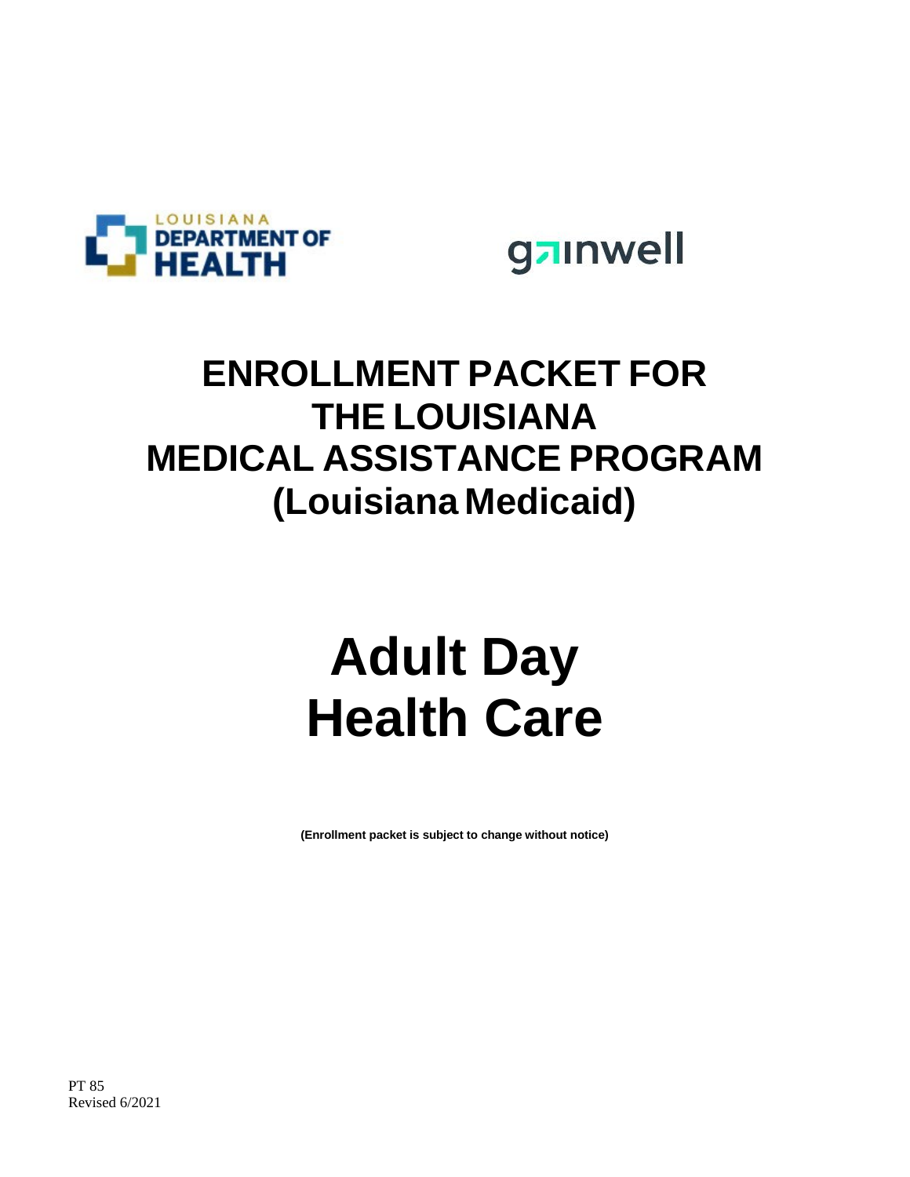LOUISIANA DEPARTMENT OF HEALTH

gainwell

# ENROLLMENT PACKET FOR THE LOUISIANA MEDICAL ASSISTANCE PROGRAM (Louisiana Medicaid)

# Adult Day Health Care

**(Enrollment packet is subject to change without notice)**

PT 85
Revised 6/2021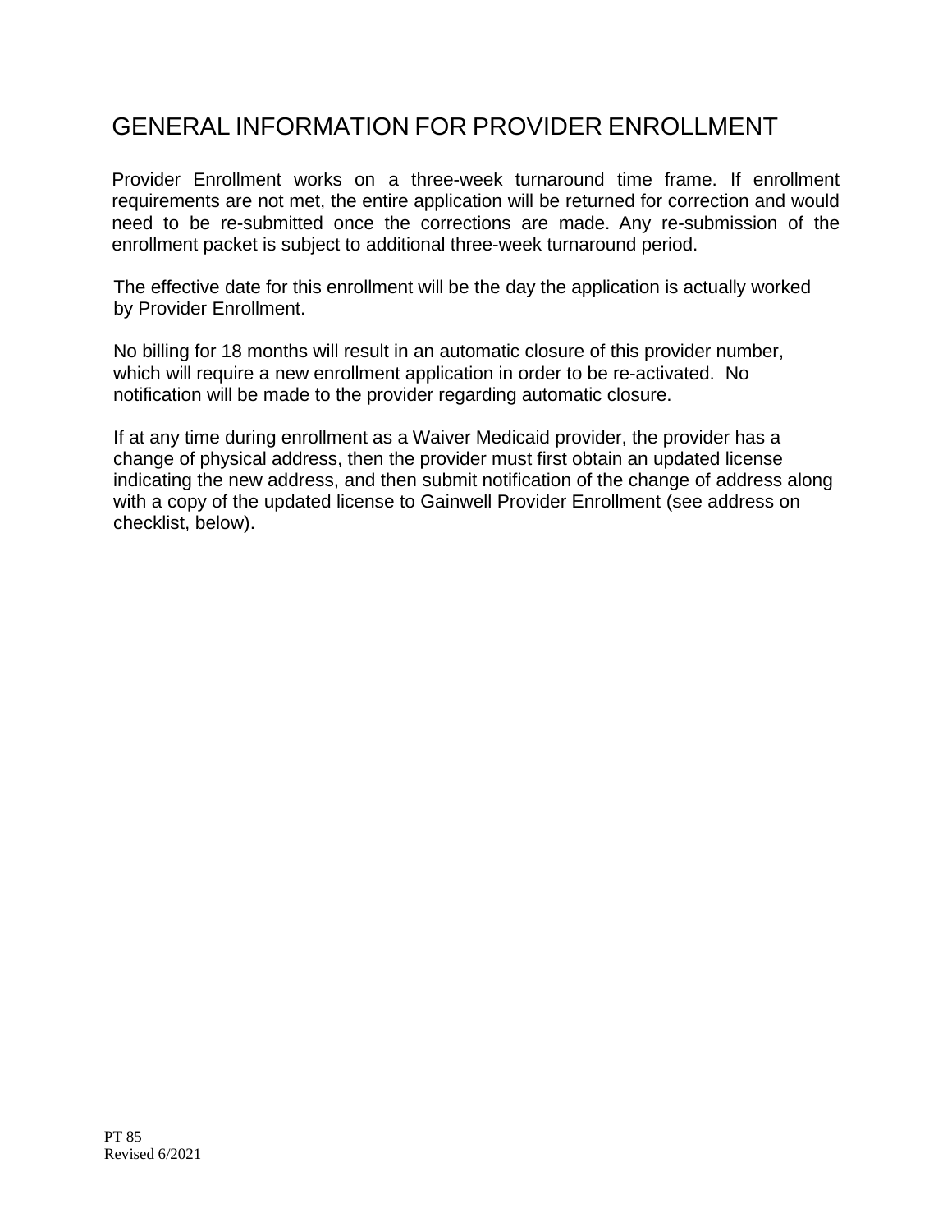# GENERAL INFORMATION FOR PROVIDER ENROLLMENT

Provider Enrollment works on a three-week turnaround time frame. If enrollment requirements are not met, the entire application will be returned for correction and would need to be re-submitted once the corrections are made. Any re-submission of the enrollment packet is subject to additional three-week turnaround period.

The effective date for this enrollment will be the day the application is actually worked by Provider Enrollment.

No billing for 18 months will result in an automatic closure of this provider number, which will require a new enrollment application in order to be re-activated. No notification will be made to the provider regarding automatic closure.

If at any time during enrollment as a Waiver Medicaid provider, the provider has a change of physical address, then the provider must first obtain an updated license indicating the new address, and then submit notification of the change of address along with a copy of the updated license to Gainwell Provider Enrollment (see address on checklist, below).

PT 85
Revised 6/2021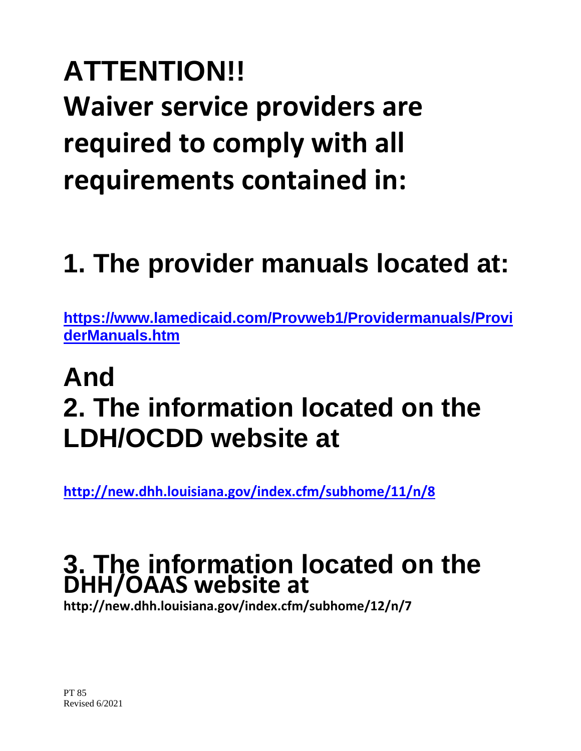# ATTENTION!!

# Waiver service providers are required to comply with all requirements contained in:

## 1. The provider manuals located at:

**https://www.lamedicaid.com/Provweb1/Providermanuals/ProviderManuals.htm**

## And

## 2. The information located on the LDH/OCDD website at

**http://new.dhh.louisiana.gov/index.cfm/subhome/11/n/8**

## 3. The information located on the DHH/OAAS website at

**http://new.dhh.louisiana.gov/index.cfm/subhome/12/n/7**

PT 85
Revised 6/2021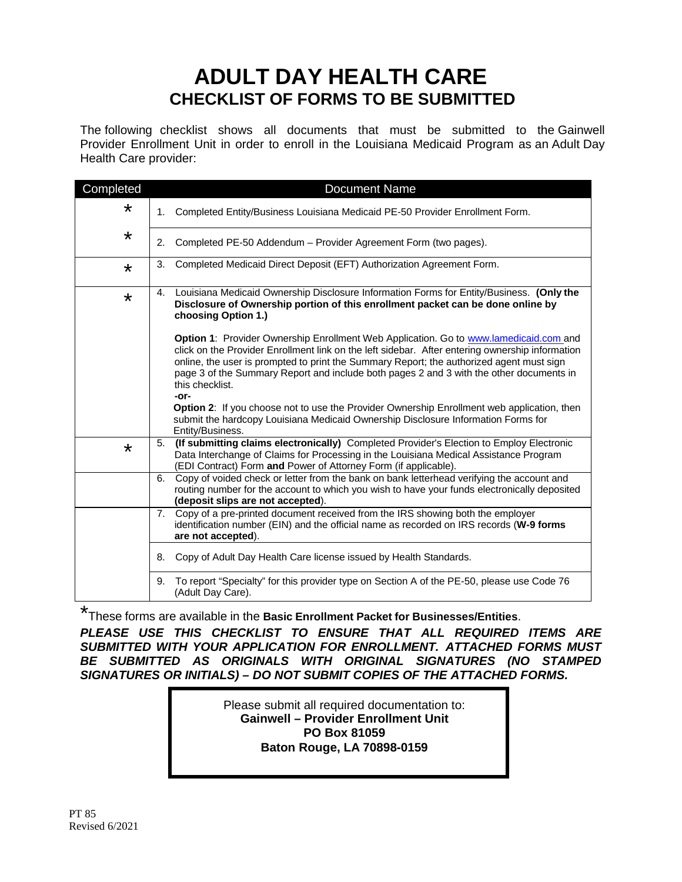# ADULT DAY HEALTH CARE
## CHECKLIST OF FORMS TO BE SUBMITTED

The following checklist shows all documents that must be submitted to the Gainwell Provider Enrollment Unit in order to enroll in the Louisiana Medicaid Program as an Adult Day Health Care provider:

| Completed | Document Name |
|---|---|
| * | 1. Completed Entity/Business Louisiana Medicaid PE-50 Provider Enrollment Form. |
| * | 2. Completed PE-50 Addendum – Provider Agreement Form (two pages). |
| * | 3. Completed Medicaid Direct Deposit (EFT) Authorization Agreement Form. |
| * | 4. Louisiana Medicaid Ownership Disclosure Information Forms for Entity/Business. **(Only the Disclosure of Ownership portion of this enrollment packet can be done online by choosing Option 1.)**<br><br>**Option 1**: Provider Ownership Enrollment Web Application. Go to www.lamedicaid.com and click on the Provider Enrollment link on the left sidebar. After entering ownership information online, the user is prompted to print the Summary Report; the authorized agent must sign page 3 of the Summary Report and include both pages 2 and 3 with the other documents in this checklist.<br>**-or-**<br>**Option 2**: If you choose not to use the Provider Ownership Enrollment web application, then submit the hardcopy Louisiana Medicaid Ownership Disclosure Information Forms for Entity/Business. |
| * | 5. **(If submitting claims electronically)** Completed Provider's Election to Employ Electronic Data Interchange of Claims for Processing in the Louisiana Medical Assistance Program (EDI Contract) Form **and** Power of Attorney Form (if applicable). |
| | 6. Copy of voided check or letter from the bank on bank letterhead verifying the account and routing number for the account to which you wish to have your funds electronically deposited **(deposit slips are not accepted)**. |
| | 7. Copy of a pre-printed document received from the IRS showing both the employer identification number (EIN) and the official name as recorded on IRS records (**W-9 forms are not accepted**). |
| | 8. Copy of Adult Day Health Care license issued by Health Standards. |
| | 9. To report "Specialty" for this provider type on Section A of the PE-50, please use Code 76 (Adult Day Care). |

*These forms are available in the **Basic Enrollment Packet for Businesses/Entities**.

***PLEASE USE THIS CHECKLIST TO ENSURE THAT ALL REQUIRED ITEMS ARE SUBMITTED WITH YOUR APPLICATION FOR ENROLLMENT. ATTACHED FORMS MUST BE SUBMITTED AS ORIGINALS WITH ORIGINAL SIGNATURES (NO STAMPED SIGNATURES OR INITIALS) – DO NOT SUBMIT COPIES OF THE ATTACHED FORMS.***

Please submit all required documentation to:
**Gainwell – Provider Enrollment Unit**
**PO Box 81059**
**Baton Rouge, LA 70898-0159**

PT 85
Revised 6/2021